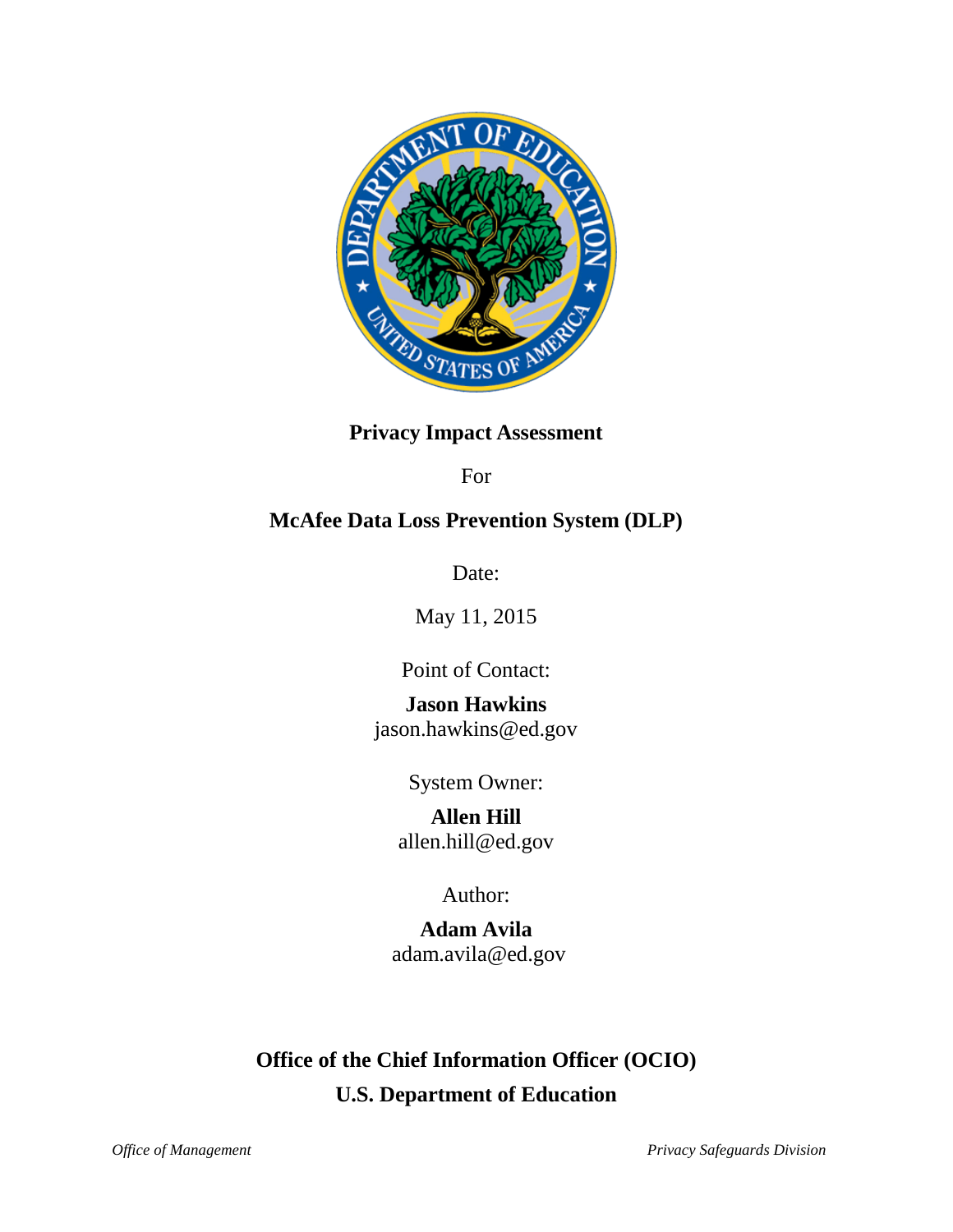# Privacy Impact Assessment

For

## McAfee Data Loss Prevention System (DLP)

Date:

May 11, 2015

Point of Contact:

**Jason Hawkins**
jason.hawkins@ed.gov

System Owner:

**Allen Hill**
allen.hill@ed.gov

Author:

**Adam Avila**
adam.avila@ed.gov

**Office of the Chief Information Officer (OCIO)**

**U.S. Department of Education**

*Office of Management* *Privacy Safeguards Division*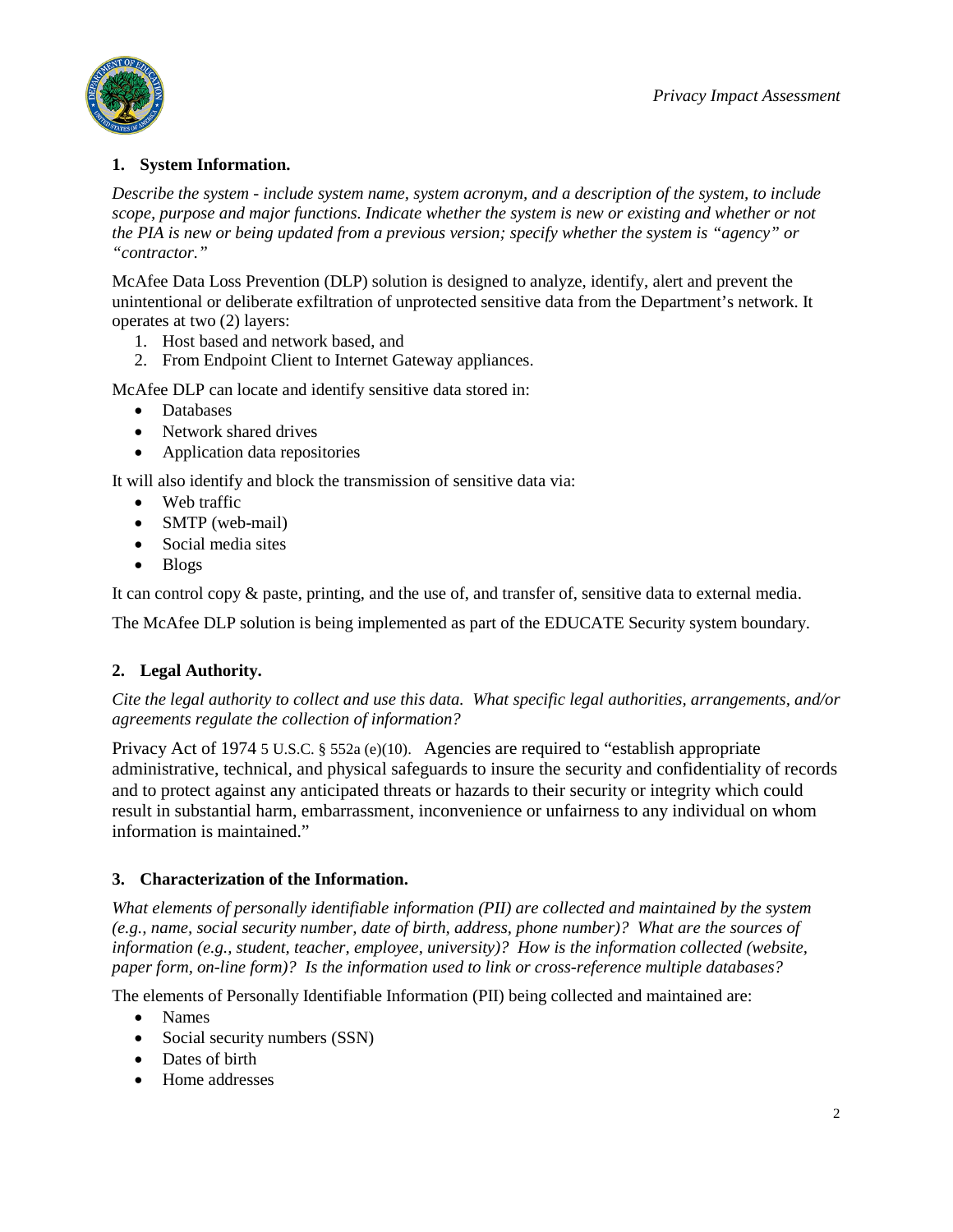## 1. System Information.

*Describe the system - include system name, system acronym, and a description of the system, to include scope, purpose and major functions. Indicate whether the system is new or existing and whether or not the PIA is new or being updated from a previous version; specify whether the system is "agency" or "contractor."*

McAfee Data Loss Prevention (DLP) solution is designed to analyze, identify, alert and prevent the unintentional or deliberate exfiltration of unprotected sensitive data from the Department's network. It operates at two (2) layers:

1. Host based and network based, and
2. From Endpoint Client to Internet Gateway appliances.

McAfee DLP can locate and identify sensitive data stored in:

- Databases
- Network shared drives
- Application data repositories

It will also identify and block the transmission of sensitive data via:

- Web traffic
- SMTP (web-mail)
- Social media sites
- Blogs

It can control copy & paste, printing, and the use of, and transfer of, sensitive data to external media.

The McAfee DLP solution is being implemented as part of the EDUCATE Security system boundary.

## 2. Legal Authority.

*Cite the legal authority to collect and use this data. What specific legal authorities, arrangements, and/or agreements regulate the collection of information?*

Privacy Act of 1974 5 U.S.C. § 552a (e)(10). Agencies are required to "establish appropriate administrative, technical, and physical safeguards to insure the security and confidentiality of records and to protect against any anticipated threats or hazards to their security or integrity which could result in substantial harm, embarrassment, inconvenience or unfairness to any individual on whom information is maintained."

## 3. Characterization of the Information.

*What elements of personally identifiable information (PII) are collected and maintained by the system (e.g., name, social security number, date of birth, address, phone number)? What are the sources of information (e.g., student, teacher, employee, university)? How is the information collected (website, paper form, on-line form)? Is the information used to link or cross-reference multiple databases?*

The elements of Personally Identifiable Information (PII) being collected and maintained are:

- Names
- Social security numbers (SSN)
- Dates of birth
- Home addresses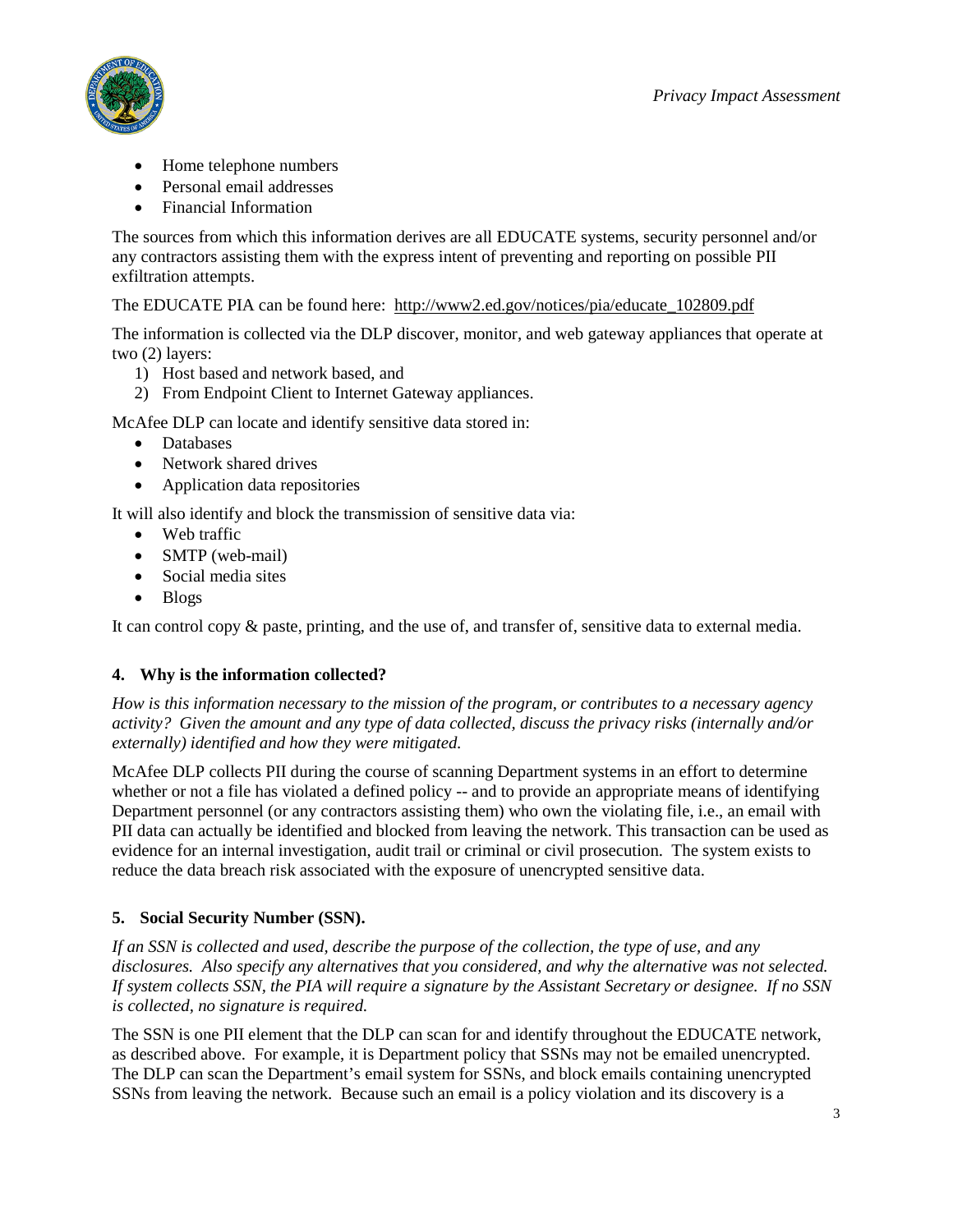- Home telephone numbers
- Personal email addresses
- Financial Information

The sources from which this information derives are all EDUCATE systems, security personnel and/or any contractors assisting them with the express intent of preventing and reporting on possible PII exfiltration attempts.

The EDUCATE PIA can be found here: http://www2.ed.gov/notices/pia/educate_102809.pdf

The information is collected via the DLP discover, monitor, and web gateway appliances that operate at two (2) layers:

1) Host based and network based, and
2) From Endpoint Client to Internet Gateway appliances.

McAfee DLP can locate and identify sensitive data stored in:

- Databases
- Network shared drives
- Application data repositories

It will also identify and block the transmission of sensitive data via:

- Web traffic
- SMTP (web-mail)
- Social media sites
- Blogs

It can control copy & paste, printing, and the use of, and transfer of, sensitive data to external media.

### 4. Why is the information collected?

*How is this information necessary to the mission of the program, or contributes to a necessary agency activity? Given the amount and any type of data collected, discuss the privacy risks (internally and/or externally) identified and how they were mitigated.*

McAfee DLP collects PII during the course of scanning Department systems in an effort to determine whether or not a file has violated a defined policy -- and to provide an appropriate means of identifying Department personnel (or any contractors assisting them) who own the violating file, i.e., an email with PII data can actually be identified and blocked from leaving the network. This transaction can be used as evidence for an internal investigation, audit trail or criminal or civil prosecution. The system exists to reduce the data breach risk associated with the exposure of unencrypted sensitive data.

### 5. Social Security Number (SSN).

*If an SSN is collected and used, describe the purpose of the collection, the type of use, and any disclosures. Also specify any alternatives that you considered, and why the alternative was not selected. If system collects SSN, the PIA will require a signature by the Assistant Secretary or designee. If no SSN is collected, no signature is required.*

The SSN is one PII element that the DLP can scan for and identify throughout the EDUCATE network, as described above. For example, it is Department policy that SSNs may not be emailed unencrypted. The DLP can scan the Department's email system for SSNs, and block emails containing unencrypted SSNs from leaving the network. Because such an email is a policy violation and its discovery is a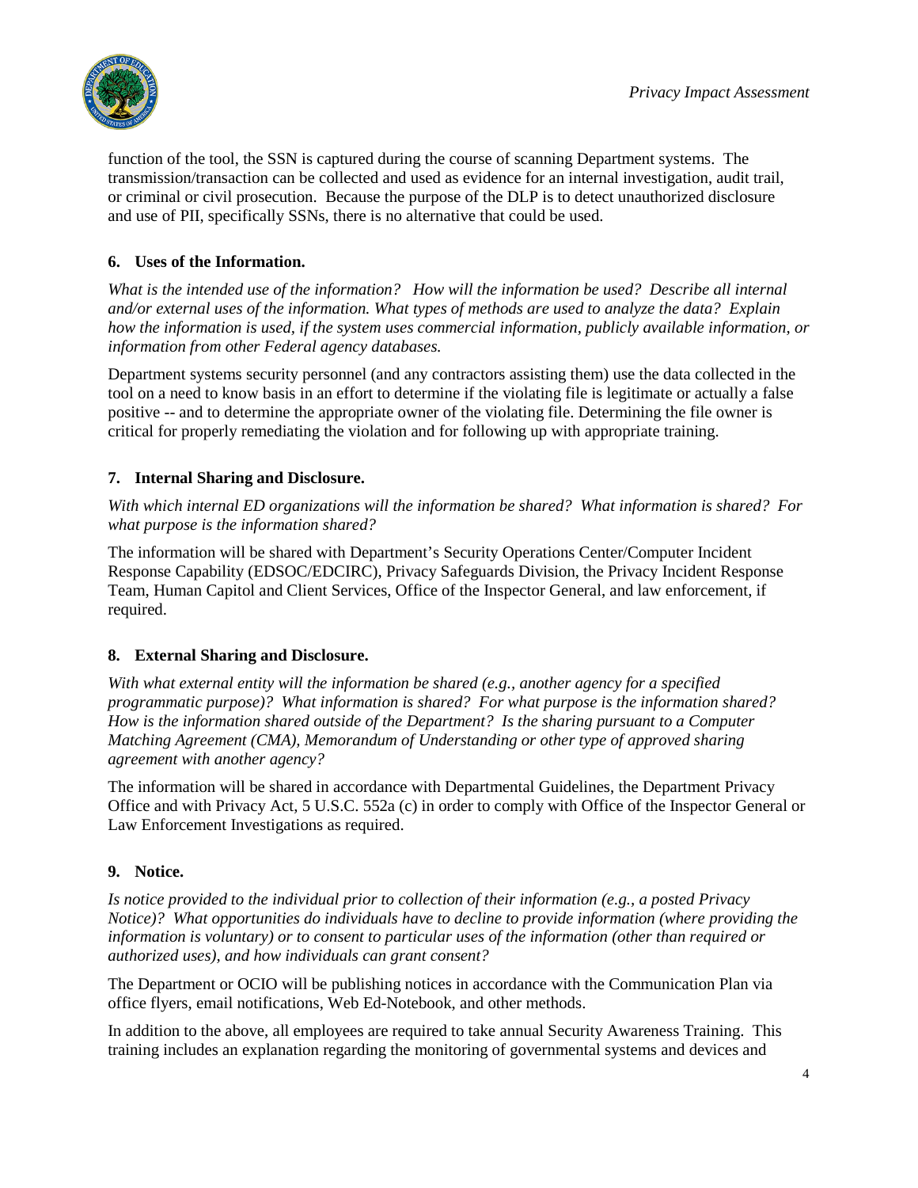function of the tool, the SSN is captured during the course of scanning Department systems. The transmission/transaction can be collected and used as evidence for an internal investigation, audit trail, or criminal or civil prosecution. Because the purpose of the DLP is to detect unauthorized disclosure and use of PII, specifically SSNs, there is no alternative that could be used.

**6. Uses of the Information.**

*What is the intended use of the information? How will the information be used? Describe all internal and/or external uses of the information. What types of methods are used to analyze the data? Explain how the information is used, if the system uses commercial information, publicly available information, or information from other Federal agency databases.*

Department systems security personnel (and any contractors assisting them) use the data collected in the tool on a need to know basis in an effort to determine if the violating file is legitimate or actually a false positive -- and to determine the appropriate owner of the violating file. Determining the file owner is critical for properly remediating the violation and for following up with appropriate training.

**7. Internal Sharing and Disclosure.**

*With which internal ED organizations will the information be shared? What information is shared? For what purpose is the information shared?*

The information will be shared with Department's Security Operations Center/Computer Incident Response Capability (EDSOC/EDCIRC), Privacy Safeguards Division, the Privacy Incident Response Team, Human Capitol and Client Services, Office of the Inspector General, and law enforcement, if required.

**8. External Sharing and Disclosure.**

*With what external entity will the information be shared (e.g., another agency for a specified programmatic purpose)? What information is shared? For what purpose is the information shared? How is the information shared outside of the Department? Is the sharing pursuant to a Computer Matching Agreement (CMA), Memorandum of Understanding or other type of approved sharing agreement with another agency?*

The information will be shared in accordance with Departmental Guidelines, the Department Privacy Office and with Privacy Act, 5 U.S.C. 552a (c) in order to comply with Office of the Inspector General or Law Enforcement Investigations as required.

**9. Notice.**

*Is notice provided to the individual prior to collection of their information (e.g., a posted Privacy Notice)? What opportunities do individuals have to decline to provide information (where providing the information is voluntary) or to consent to particular uses of the information (other than required or authorized uses), and how individuals can grant consent?*

The Department or OCIO will be publishing notices in accordance with the Communication Plan via office flyers, email notifications, Web Ed-Notebook, and other methods.

In addition to the above, all employees are required to take annual Security Awareness Training. This training includes an explanation regarding the monitoring of governmental systems and devices and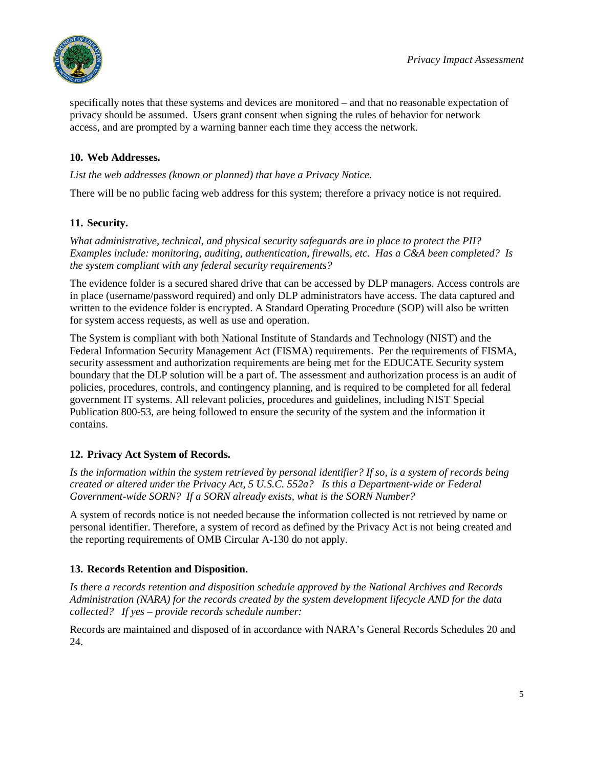specifically notes that these systems and devices are monitored – and that no reasonable expectation of privacy should be assumed. Users grant consent when signing the rules of behavior for network access, and are prompted by a warning banner each time they access the network.

### 10. Web Addresses.

*List the web addresses (known or planned) that have a Privacy Notice.*

There will be no public facing web address for this system; therefore a privacy notice is not required.

### 11. Security.

*What administrative, technical, and physical security safeguards are in place to protect the PII? Examples include: monitoring, auditing, authentication, firewalls, etc. Has a C&A been completed? Is the system compliant with any federal security requirements?*

The evidence folder is a secured shared drive that can be accessed by DLP managers. Access controls are in place (username/password required) and only DLP administrators have access. The data captured and written to the evidence folder is encrypted. A Standard Operating Procedure (SOP) will also be written for system access requests, as well as use and operation.

The System is compliant with both National Institute of Standards and Technology (NIST) and the Federal Information Security Management Act (FISMA) requirements. Per the requirements of FISMA, security assessment and authorization requirements are being met for the EDUCATE Security system boundary that the DLP solution will be a part of. The assessment and authorization process is an audit of policies, procedures, controls, and contingency planning, and is required to be completed for all federal government IT systems. All relevant policies, procedures and guidelines, including NIST Special Publication 800-53, are being followed to ensure the security of the system and the information it contains.

### 12. Privacy Act System of Records.

*Is the information within the system retrieved by personal identifier? If so, is a system of records being created or altered under the Privacy Act, 5 U.S.C. 552a? Is this a Department-wide or Federal Government-wide SORN? If a SORN already exists, what is the SORN Number?*

A system of records notice is not needed because the information collected is not retrieved by name or personal identifier. Therefore, a system of record as defined by the Privacy Act is not being created and the reporting requirements of OMB Circular A-130 do not apply.

### 13. Records Retention and Disposition.

*Is there a records retention and disposition schedule approved by the National Archives and Records Administration (NARA) for the records created by the system development lifecycle AND for the data collected? If yes – provide records schedule number:*

Records are maintained and disposed of in accordance with NARA's General Records Schedules 20 and 24.